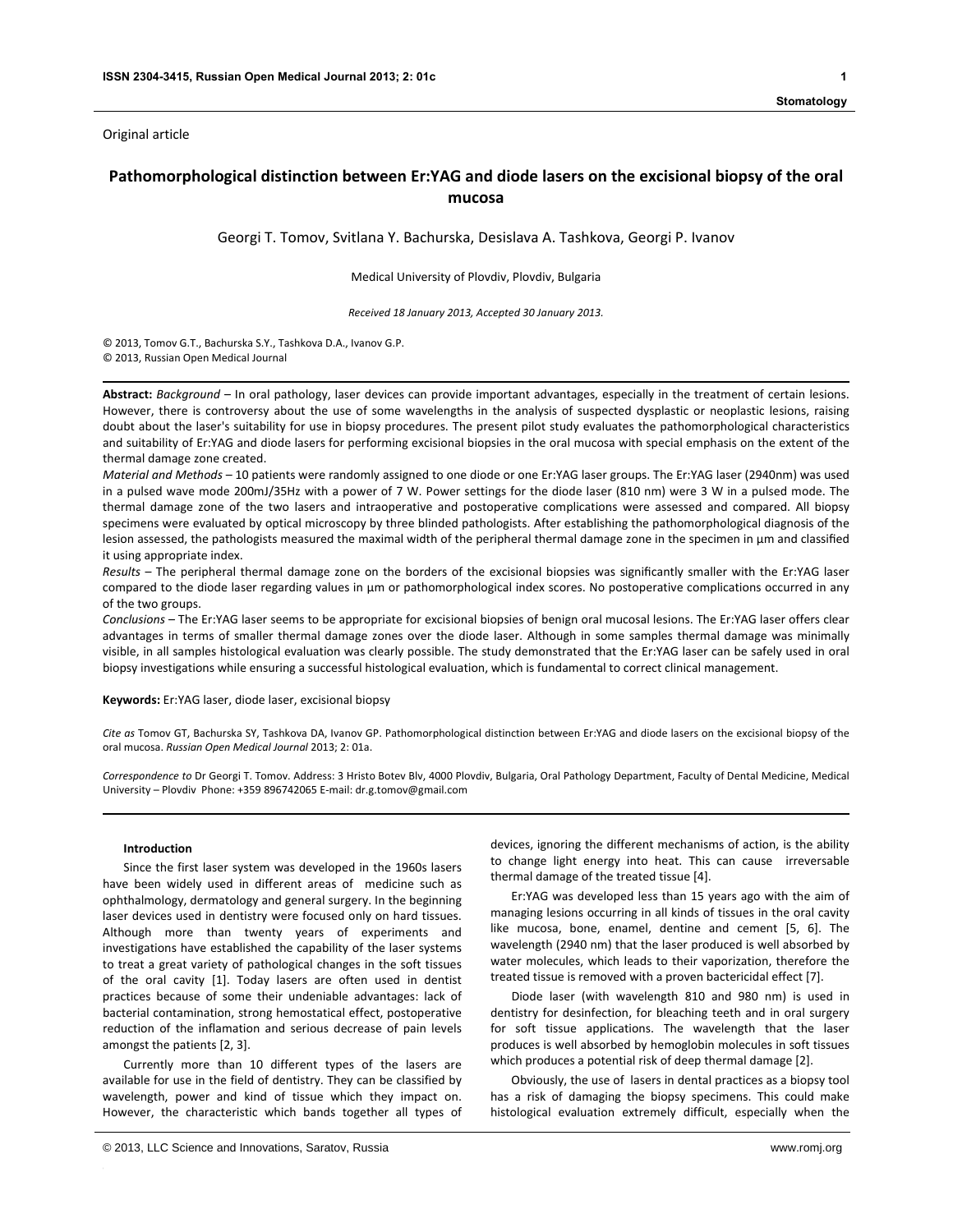Original article

# Pathomorphological distinction between Er:YAG and diode lasers on the excisional biopsy of the oral mucosa

Georgi T. Tomov, Svitlana Y. Bachurska, Desislava A. Tashkova, Georgi P. Ivanov

Medical University of Plovdiv, Plovdiv, Bulgaria

*Received 18 January 2013, Accepted 30 January 2013.*

© 2013, Tomov G.T., Bachurska S.Y., Tashkova D.A., Ivanov G.P.
© 2013, Russian Open Medical Journal

**Abstract:** *Background* – In oral pathology, laser devices can provide important advantages, especially in the treatment of certain lesions. However, there is controversy about the use of some wavelengths in the analysis of suspected dysplastic or neoplastic lesions, raising doubt about the laser's suitability for use in biopsy procedures. The present pilot study evaluates the pathomorphological characteristics and suitability of Er:YAG and diode lasers for performing excisional biopsies in the oral mucosa with special emphasis on the extent of the thermal damage zone created.

*Material and Methods* – 10 patients were randomly assigned to one diode or one Er:YAG laser groups. The Er:YAG laser (2940nm) was used in a pulsed wave mode 200mJ/35Hz with a power of 7 W. Power settings for the diode laser (810 nm) were 3 W in a pulsed mode. The thermal damage zone of the two lasers and intraoperative and postoperative complications were assessed and compared. All biopsy specimens were evaluated by optical microscopy by three blinded pathologists. After establishing the pathomorphological diagnosis of the lesion assessed, the pathologists measured the maximal width of the peripheral thermal damage zone in the specimen in µm and classified it using appropriate index.

*Results* – The peripheral thermal damage zone on the borders of the excisional biopsies was significantly smaller with the Er:YAG laser compared to the diode laser regarding values in µm or pathomorphological index scores. No postoperative complications occurred in any of the two groups.

*Conclusions* – The Er:YAG laser seems to be appropriate for excisional biopsies of benign oral mucosal lesions. The Er:YAG laser offers clear advantages in terms of smaller thermal damage zones over the diode laser. Although in some samples thermal damage was minimally visible, in all samples histological evaluation was clearly possible. The study demonstrated that the Er:YAG laser can be safely used in oral biopsy investigations while ensuring a successful histological evaluation, which is fundamental to correct clinical management.

**Keywords:** Er:YAG laser, diode laser, excisional biopsy

*Cite as* Tomov GT, Bachurska SY, Tashkova DA, Ivanov GP. Pathomorphological distinction between Er:YAG and diode lasers on the excisional biopsy of the oral mucosa. *Russian Open Medical Journal* 2013; 2: 01a.

*Correspondence to* Dr Georgi T. Tomov. Address: 3 Hristo Botev Blv, 4000 Plovdiv, Bulgaria, Oral Pathology Department, Faculty of Dental Medicine, Medical University – Plovdiv Phone: +359 896742065 E-mail: dr.g.tomov@gmail.com

## Introduction

Since the first laser system was developed in the 1960s lasers have been widely used in different areas of medicine such as ophthalmology, dermatology and general surgery. In the beginning laser devices used in dentistry were focused only on hard tissues. Although more than twenty years of experiments and investigations have established the capability of the laser systems to treat a great variety of pathological changes in the soft tissues of the oral cavity [1]. Today lasers are often used in dentist practices because of some their undeniable advantages: lack of bacterial contamination, strong hemostatical effect, postoperative reduction of the inflamation and serious decrease of pain levels amongst the patients [2, 3].

Currently more than 10 different types of the lasers are available for use in the field of dentistry. They can be classified by wavelength, power and kind of tissue which they impact on. However, the characteristic which bands together all types of devices, ignoring the different mechanisms of action, is the ability to change light energy into heat. This can cause irreversable thermal damage of the treated tissue [4].

Er:YAG was developed less than 15 years ago with the aim of managing lesions occurring in all kinds of tissues in the oral cavity like mucosa, bone, enamel, dentine and cement [5, 6]. The wavelength (2940 nm) that the laser produced is well absorbed by water molecules, which leads to their vaporization, therefore the treated tissue is removed with a proven bactericidal effect [7].

Diode laser (with wavelength 810 and 980 nm) is used in dentistry for desinfection, for bleaching teeth and in oral surgery for soft tissue applications. The wavelength that the laser produces is well absorbed by hemoglobin molecules in soft tissues which produces a potential risk of deep thermal damage [2].

Obviously, the use of lasers in dental practices as a biopsy tool has a risk of damaging the biopsy specimens. This could make histological evaluation extremely difficult, especially when the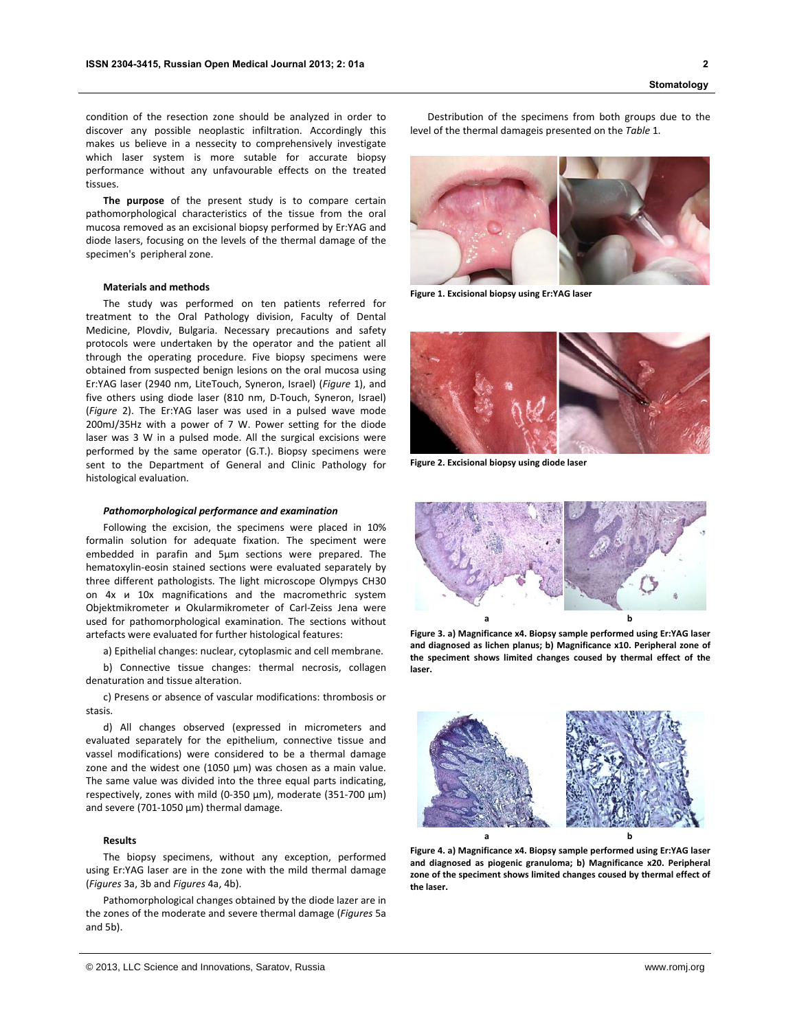condition of the resection zone should be analyzed in order to discover any possible neoplastic infiltration. Accordingly this makes us believe in a nessecity to comprehensively investigate which laser system is more sutable for accurate biopsy performance without any unfavourable effects on the treated tissues.

**The purpose** of the present study is to compare certain pathomorphological characteristics of the tissue from the oral mucosa removed as an excisional biopsy performed by Er:YAG and diode lasers, focusing on the levels of the thermal damage of the specimen's peripheral zone.

### Materials and methods

The study was performed on ten patients referred for treatment to the Oral Pathology division, Faculty of Dental Medicine, Plovdiv, Bulgaria. Necessary precautions and safety protocols were undertaken by the operator and the patient all through the operating procedure. Five biopsy specimens were obtained from suspected benign lesions on the oral mucosa using Er:YAG laser (2940 nm, LiteTouch, Syneron, Israel) (*Figure* 1), and five others using diode laser (810 nm, D-Touch, Syneron, Israel) (*Figure* 2). The Er:YAG laser was used in a pulsed wave mode 200mJ/35Hz with a power of 7 W. Power setting for the diode laser was 3 W in a pulsed mode. All the surgical excisions were performed by the same operator (G.T.). Biopsy specimens were sent to the Department of General and Clinic Pathology for histological evaluation.

#### *Pathomorphological performance and examination*

Following the excision, the specimens were placed in 10% formalin solution for adequate fixation. The speciment were embedded in parafin and 5µm sections were prepared. The hematoxylin-eosin stained sections were evaluated separately by three different pathologists. The light microscope Olympys CH30 on 4x и 10x magnifications and the macromethric system Objektmikrometer и Okularmikrometer of Carl-Zeiss Jena were used for pathomorphological examination. The sections without artefacts were evaluated for further histological features:

a) Epithelial changes: nuclear, cytoplasmic and cell membrane.

b) Connective tissue changes: thermal necrosis, collagen denaturation and tissue alteration.

c) Presens or absence of vascular modifications: thrombosis or stasis.

d) All changes observed (expressed in micrometers and evaluated separately for the epithelium, connective tissue and vassel modifications) were considered to be a thermal damage zone and the widest one (1050 µm) was chosen as a main value. The same value was divided into the three equal parts indicating, respectively, zones with mild (0-350 µm), moderate (351-700 µm) and severe (701-1050 µm) thermal damage.

### Results

The biopsy specimens, without any exception, performed using Er:YAG laser are in the zone with the mild thermal damage (*Figures* 3a, 3b and *Figures* 4a, 4b).

Pathomorphological changes obtained by the diode lazer are in the zones of the moderate and severe thermal damage (*Figures* 5a and 5b).

Destribution of the specimens from both groups due to the level of the thermal damageis presented on the *Table* 1.

**Figure 1. Excisional biopsy using Er:YAG laser**

**Figure 2. Excisional biopsy using diode laser**

**Figure 3. a) Magnificance x4. Biopsy sample performed using Er:YAG laser and diagnosed as lichen planus; b) Magnificance x10. Peripheral zone of the speciment shows limited changes coused by thermal effect of the laser.**

**Figure 4. a) Magnificance x4. Biopsy sample performed using Er:YAG laser and diagnosed as piogenic granuloma; b) Magnificance x20. Peripheral zone of the speciment shows limited changes coused by thermal effect of the laser.**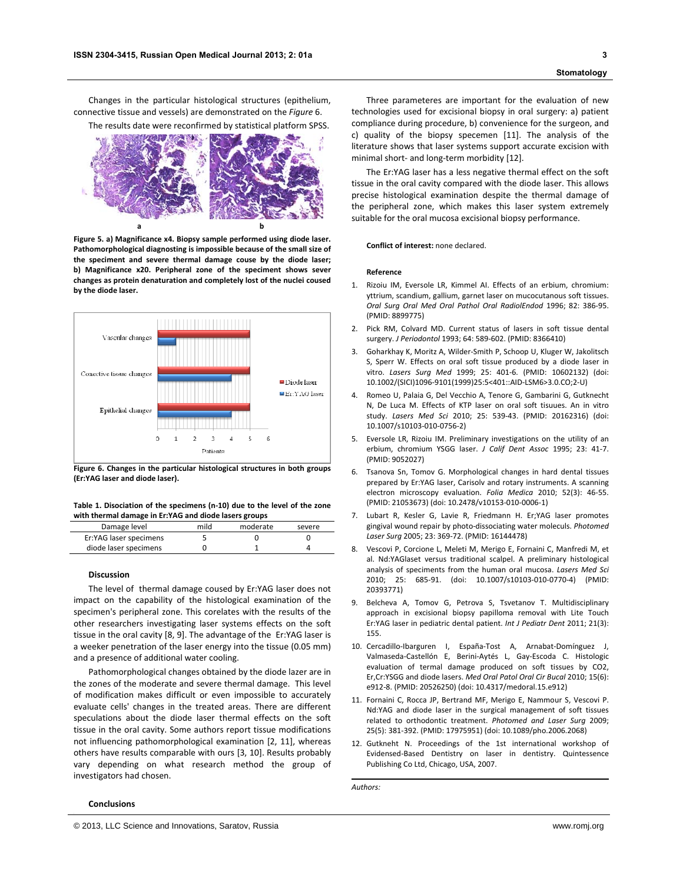Changes in the particular histological structures (epithelium, connective tissue and vessels) are demonstrated on the *Figure* 6.

The results date were reconfirmed by statistical platform SPSS.

**Figure 5. a) Magnificance x4. Biopsy sample performed using diode laser. Pathomorphological diagnosting is impossible because of the small size of the speciment and severe thermal damage couse by the diode laser; b) Magnificance x20. Peripheral zone of the speciment shows sever changes as protein denaturation and completely lost of the nuclei coused by the diode laser.**

**Figure 6. Changes in the particular histological structures in both groups (Er:YAG laser and diode laser).**

**Table 1. Disociation of the specimens (n-10) due to the level of the zone with thermal damage in Er:YAG and diode lasers groups**

| Damage level | mild | moderate | severe |
|---|---|---|---|
| Er:YAG laser specimens | 5 | 0 | 0 |
| diode laser specimens | 0 | 1 | 4 |

### Discussion

The level of thermal damage coused by Er:YAG laser does not impact on the capability of the histological examination of the specimen's peripheral zone. This corelates with the results of the other researchers investigating laser systems effects on the soft tissue in the oral cavity [8, 9]. The advantage of the Er:YAG laser is a weeker penetration of the laser energy into the tissue (0.05 mm) and a presence of additional water cooling.

Pathomorphological changes obtained by the diode lazer are in the zones of the moderate and severe thermal damage. This level of modification makes difficult or even impossible to accurately evaluate cells' changes in the treated areas. There are different speculations about the diode laser thermal effects on the soft tissue in the oral cavity. Some authors report tissue modifications not influencing pathomorphological examination [2, 11], whereas others have results comparable with ours [3, 10]. Results probably vary depending on what research method the group of investigators had chosen.

### Conclusions

Three parameteres are important for the evaluation of new technologies used for excisional biopsy in oral surgery: a) patient compliance during procedure, b) convenience for the surgeon, and c) quality of the biopsy specemen [11]. The analysis of the literature shows that laser systems support accurate excision with minimal short- and long-term morbidity [12].

The Er:YAG laser has a less negative thermal effect on the soft tissue in the oral cavity compared with the diode laser. This allows precise histological examination despite the thermal damage of the peripheral zone, which makes this laser system extremely suitable for the oral mucosa excisional biopsy performance.

**Conflict of interest:** none declared.

### Reference

1. Rizoiu IM, Eversole LR, Kimmel AI. Effects of an erbium, chromium: yttrium, scandium, gallium, garnet laser on mucocutanous soft tissues. *Oral Surg Oral Med Oral Pathol Oral RadiolEndod* 1996; 82: 386-95. (PMID: 8899775)
2. Pick RM, Colvard MD. Current status of lasers in soft tissue dental surgery. *J Periodontol* 1993; 64: 589-602. (PMID: 8366410)
3. Goharkhay K, Moritz A, Wilder-Smith P, Schoop U, Kluger W, Jakolitsch S, Sperr W. Effects on oral soft tissue produced by a diode laser in vitro. *Lasers Surg Med* 1999; 25: 401-6. (PMID: 10602132) (doi: 10.1002/(SICI)1096-9101(1999)25:5<401::AID-LSM6>3.0.CO;2-U)
4. Romeo U, Palaia G, Del Vecchio A, Tenore G, Gambarini G, Gutknecht N, De Luca M. Effects of KTP laser on oral soft tisuues. An in vitro study. *Lasers Med Sci* 2010; 25: 539-43. (PMID: 20162316) (doi: 10.1007/s10103-010-0756-2)
5. Eversole LR, Rizoiu IM. Preliminary investigations on the utility of an erbium, chromium YSGG laser. *J Calif Dent Assoc* 1995; 23: 41-7. (PMID: 9052027)
6. Tsanova Sn, Tomov G. Morphological changes in hard dental tissues prepared by Er:YAG laser, Carisolv and rotary instruments. A scanning electron microscopy evaluation. *Folia Medica* 2010; 52(3): 46-55. (PMID: 21053673) (doi: 10.2478/v10153-010-0006-1)
7. Lubart R, Kesler G, Lavie R, Friedmann H. Er;YAG laser promotes gingival wound repair by photo-dissociating water moleculs. *Photomed Laser Surg* 2005; 23: 369-72. (PMID: 16144478)
8. Vescovi P, Corcione L, Meleti M, Merigo E, Fornaini C, Manfredi M, et al. Nd:YAGlaset versus traditional scalpel. A preliminary histological analysis of speciments from the human oral mucosa. *Lasers Med Sci* 2010; 25: 685-91. (doi: 10.1007/s10103-010-0770-4) (PMID: 20393771)
9. Belcheva A, Tomov G, Petrova S, Tsvetanov T. Multidisciplinary approach in excisional biopsy papilloma removal with Lite Touch Er:YAG laser in pediatric dental patient. *Int J Pediatr Dent* 2011; 21(3): 155.
10. Cercadillo-Ibarguren I, España-Tost A, Arnabat-Domínguez J, Valmaseda-Castellón E, Berini-Aytés L, Gay-Escoda C. Histologic evaluation of termal damage produced on soft tissues by CO2, Er,Cr:YSGG and diode lasers. *Med Oral Patol Oral Cir Bucal* 2010; 15(6): e912-8. (PMID: 20526250) (doi: 10.4317/medoral.15.e912)
11. Fornaini C, Rocca JP, Bertrand MF, Merigo E, Nammour S, Vescovi P. Nd:YAG and diode laser in the surgical management of soft tissues related to orthodontic treatment. *Photomed and Laser Surg* 2009; 25(5): 381-392. (PMID: 17975951) (doi: 10.1089/pho.2006.2068)
12. Gutkneht N. Proceedings of the 1st international workshop of Evidensed-Based Dentistry on laser in dentistry. Quintessence Publishing Co Ltd, Chicago, USA, 2007.

*Authors:*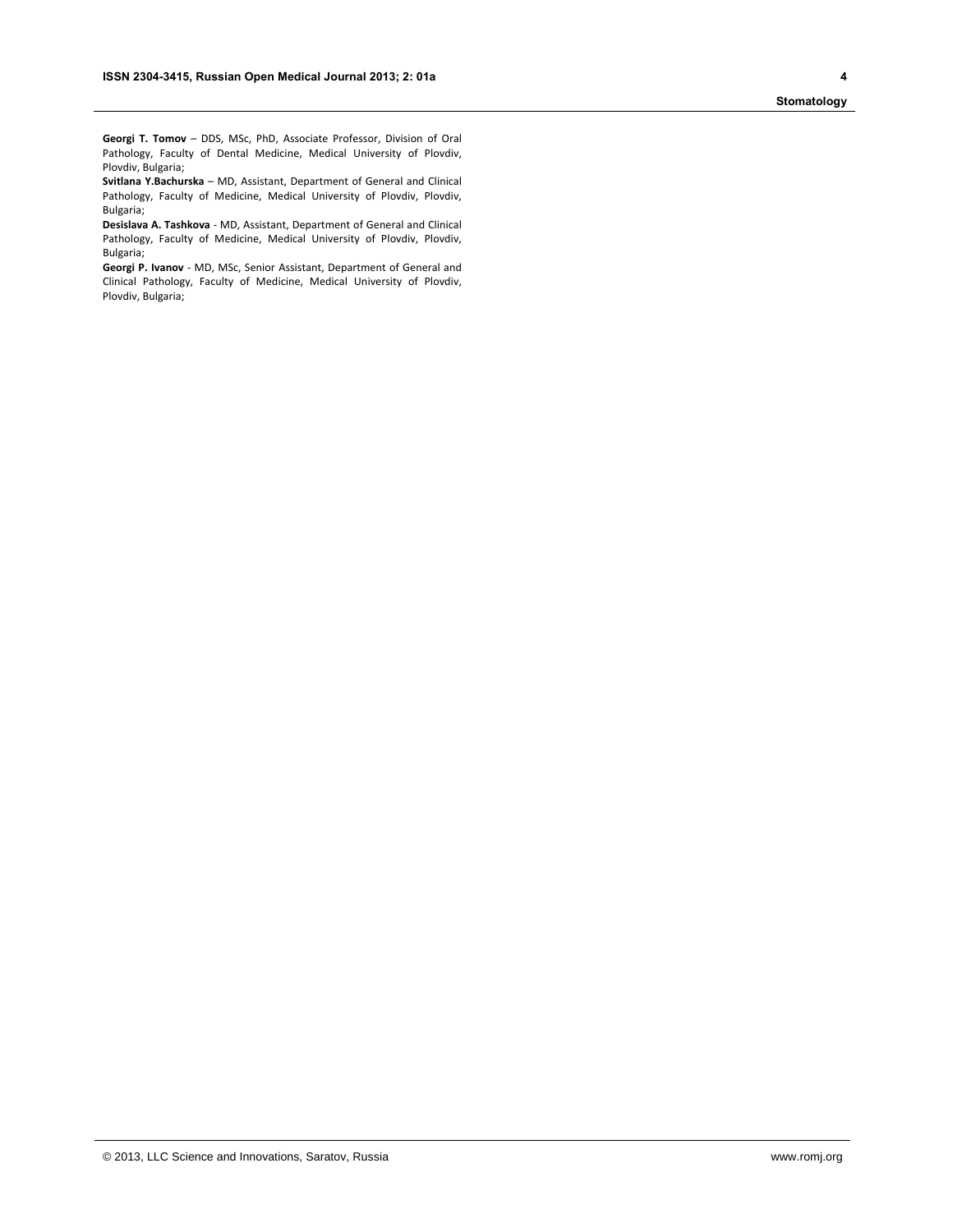**Georgi T. Tomov** – DDS, MSc, PhD, Associate Professor, Division of Oral Pathology, Faculty of Dental Medicine, Medical University of Plovdiv, Plovdiv, Bulgaria;

**Svitlana Y.Bachurska** – MD, Assistant, Department of General and Clinical Pathology, Faculty of Medicine, Medical University of Plovdiv, Plovdiv, Bulgaria;

**Desislava A. Tashkova** - MD, Assistant, Department of General and Clinical Pathology, Faculty of Medicine, Medical University of Plovdiv, Plovdiv, Bulgaria;

**Georgi P. Ivanov** - MD, MSc, Senior Assistant, Department of General and Clinical Pathology, Faculty of Medicine, Medical University of Plovdiv, Plovdiv, Bulgaria;